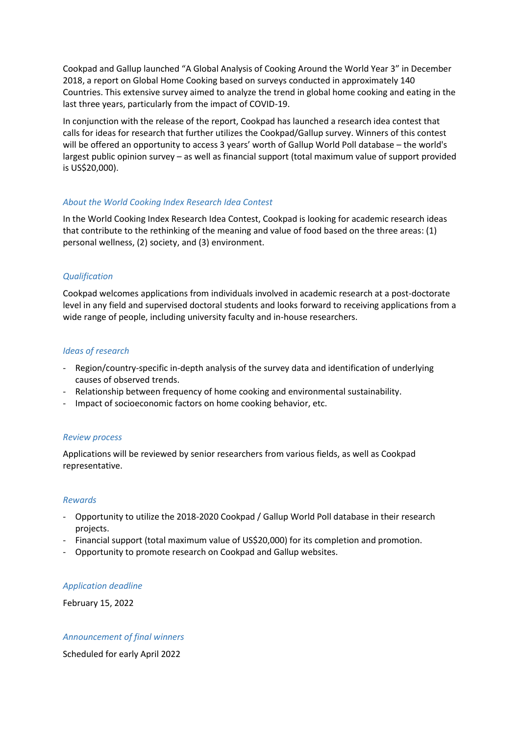Cookpad and Gallup launched “A Global Analysis of Cooking Around the World Year 3” in December 2018, a report on Global Home Cooking based on surveys conducted in approximately 140 Countries. This extensive survey aimed to analyze the trend in global home cooking and eating in the last three years, particularly from the impact of COVID-19.

In conjunction with the release of the report, Cookpad has launched a research idea contest that calls for ideas for research that further utilizes the Cookpad/Gallup survey. Winners of this contest will be offered an opportunity to access 3 years’ worth of Gallup World Poll database – the world's largest public opinion survey – as well as financial support (total maximum value of support provided is US$20,000).

### *About the World Cooking Index Research Idea Contest*

In the World Cooking Index Research Idea Contest, Cookpad is looking for academic research ideas that contribute to the rethinking of the meaning and value of food based on the three areas: (1) personal wellness, (2) society, and (3) environment.

### *Qualification*

Cookpad welcomes applications from individuals involved in academic research at a post-doctorate level in any field and supervised doctoral students and looks forward to receiving applications from a wide range of people, including university faculty and in-house researchers.

### *Ideas of research*

- Region/country-specific in-depth analysis of the survey data and identification of underlying causes of observed trends.
- Relationship between frequency of home cooking and environmental sustainability.
- Impact of socioeconomic factors on home cooking behavior, etc.

### *Review process*

Applications will be reviewed by senior researchers from various fields, as well as Cookpad representative.

### *Rewards*

- Opportunity to utilize the 2018-2020 Cookpad / Gallup World Poll database in their research projects.
- Financial support (total maximum value of US$20,000) for its completion and promotion.
- Opportunity to promote research on Cookpad and Gallup websites.

### *Application deadline*

February 15, 2022

### *Announcement of final winners*

Scheduled for early April 2022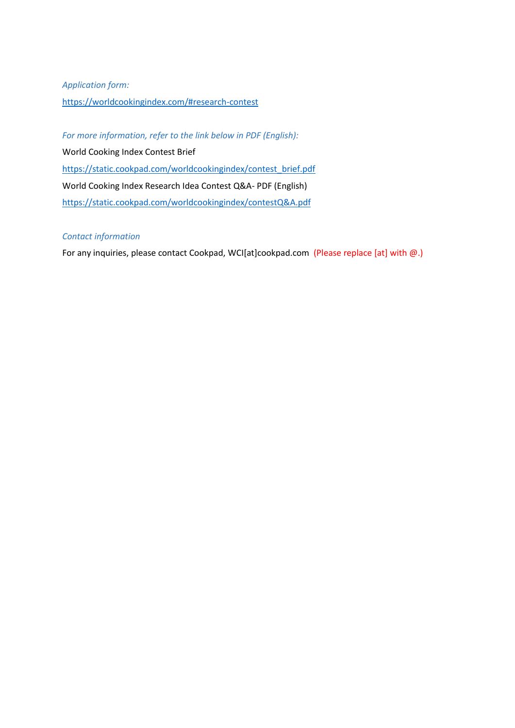*Application form:*

https://worldcookingindex.com/#research-contest

*For more information, refer to the link below in PDF (English):*

World Cooking Index Contest Brief

https://static.cookpad.com/worldcookingindex/contest_brief.pdf

World Cooking Index Research Idea Contest Q&A- PDF (English)

https://static.cookpad.com/worldcookingindex/contestQ&A.pdf

*Contact information*

For any inquiries, please contact Cookpad, WCI[at]cookpad.com (Please replace [at] with @.)